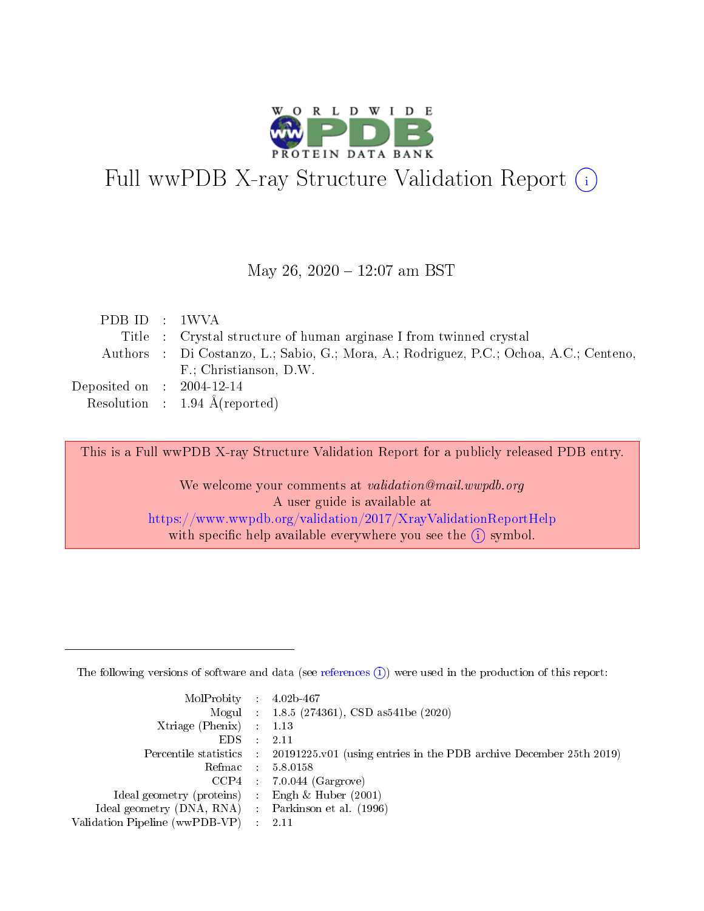# Full wwPDB X-ray Structure Validation Report (i)

May 26, 2020 – 12:07 am BST

| | | |
|---|---|---|
| PDB ID | : | 1WVA |
| Title | : | Crystal structure of human arginase I from twinned crystal |
| Authors | : | Di Costanzo, L.; Sabio, G.; Mora, A.; Rodriguez, P.C.; Ochoa, A.C.; Centeno, F.; Christianson, D.W. |
| Deposited on | : | 2004-12-14 |
| Resolution | : | 1.94 Å(reported) |

This is a Full wwPDB X-ray Structure Validation Report for a publicly released PDB entry.

We welcome your comments at *validation@mail.wwpdb.org*
A user guide is available at
https://www.wwpdb.org/validation/2017/XrayValidationReportHelp
with specific help available everywhere you see the (i) symbol.

---

The following versions of software and data (see references (i)) were used in the production of this report:

| | | |
|---|---|---|
| MolProbity | : | 4.02b-467 |
| Mogul | : | 1.8.5 (274361), CSD as541be (2020) |
| Xtriage (Phenix) | : | 1.13 |
| EDS | : | 2.11 |
| Percentile statistics | : | 20191225.v01 (using entries in the PDB archive December 25th 2019) |
| Refmac | : | 5.8.0158 |
| CCP4 | : | 7.0.044 (Gargrove) |
| Ideal geometry (proteins) | : | Engh & Huber (2001) |
| Ideal geometry (DNA, RNA) | : | Parkinson et al. (1996) |
| Validation Pipeline (wwPDB-VP) | : | 2.11 |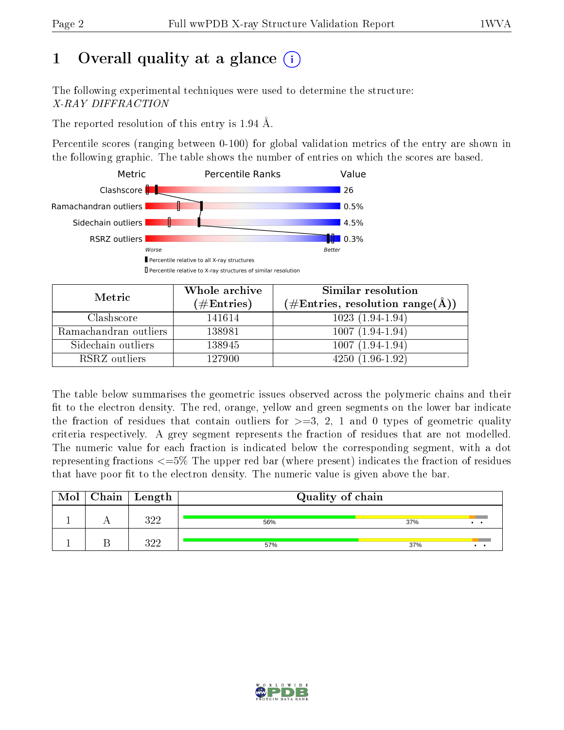# 1 Overall quality at a glance (i)

The following experimental techniques were used to determine the structure:
*X-RAY DIFFRACTION*

The reported resolution of this entry is 1.94 Å.

Percentile scores (ranging between 0-100) for global validation metrics of the entry are shown in the following graphic. The table shows the number of entries on which the scores are based.

| Metric | Value |
|---|---|
| Clashscore | 26 |
| Ramachandran outliers | 0.5% |
| Sidechain outliers | 4.5% |
| RSRZ outliers | 0.3% |

Worse — Better

▮ Percentile relative to all X-ray structures
▯ Percentile relative to X-ray structures of similar resolution

| Metric | Whole archive (#Entries) | Similar resolution (#Entries, resolution range(Å)) |
|---|---|---|
| Clashscore | 141614 | 1023 (1.94-1.94) |
| Ramachandran outliers | 138981 | 1007 (1.94-1.94) |
| Sidechain outliers | 138945 | 1007 (1.94-1.94) |
| RSRZ outliers | 127900 | 4250 (1.96-1.92) |

The table below summarises the geometric issues observed across the polymeric chains and their fit to the electron density. The red, orange, yellow and green segments on the lower bar indicate the fraction of residues that contain outliers for >=3, 2, 1 and 0 types of geometric quality criteria respectively. A grey segment represents the fraction of residues that are not modelled. The numeric value for each fraction is indicated below the corresponding segment, with a dot representing fractions <=5% The upper red bar (where present) indicates the fraction of residues that have poor fit to the electron density. The numeric value is given above the bar.

| Mol | Chain | Length | Quality of chain |
|---|---|---|---|
| 1 | A | 322 | 56% · 37% · • • |
| 1 | B | 322 | 57% · 37% · • • |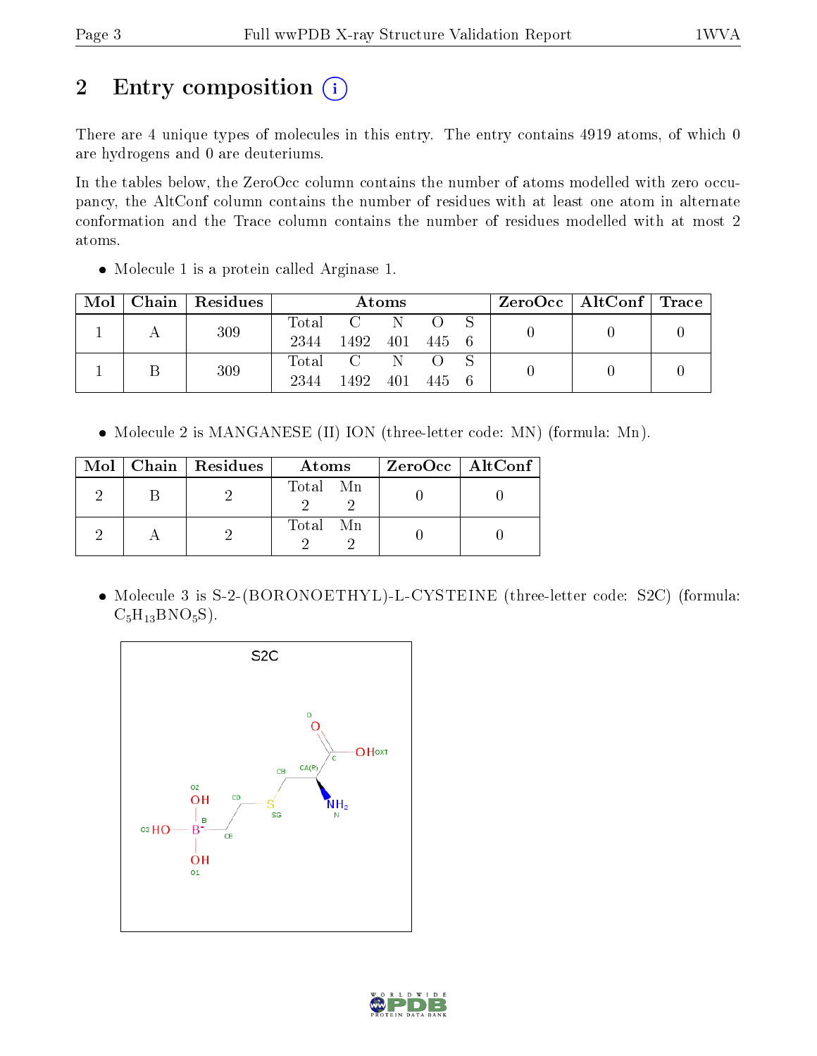## 2 Entry composition

There are 4 unique types of molecules in this entry. The entry contains 4919 atoms, of which 0 are hydrogens and 0 are deuteriums.

In the tables below, the ZeroOcc column contains the number of atoms modelled with zero occupancy, the AltConf column contains the number of residues with at least one atom in alternate conformation and the Trace column contains the number of residues modelled with at most 2 atoms.

- Molecule 1 is a protein called Arginase 1.

| Mol | Chain | Residues | Atoms | | | | | ZeroOcc | AltConf | Trace |
|---|---|---|---|---|---|---|---|---|---|---|
| 1 | A | 309 | Total 2344 | C 1492 | N 401 | O 445 | S 6 | 0 | 0 | 0 |
| 1 | B | 309 | Total 2344 | C 1492 | N 401 | O 445 | S 6 | 0 | 0 | 0 |

- Molecule 2 is MANGANESE (II) ION (three-letter code: MN) (formula: Mn).

| Mol | Chain | Residues | Atoms | | ZeroOcc | AltConf |
|---|---|---|---|---|---|---|
| 2 | B | 2 | Total 2 | Mn 2 | 0 | 0 |
| 2 | A | 2 | Total 2 | Mn 2 | 0 | 0 |

- Molecule 3 is S-2-(BORONOETHYL)-L-CYSTEINE (three-letter code: S2C) (formula: $C_5H_{13}BNO_5S$).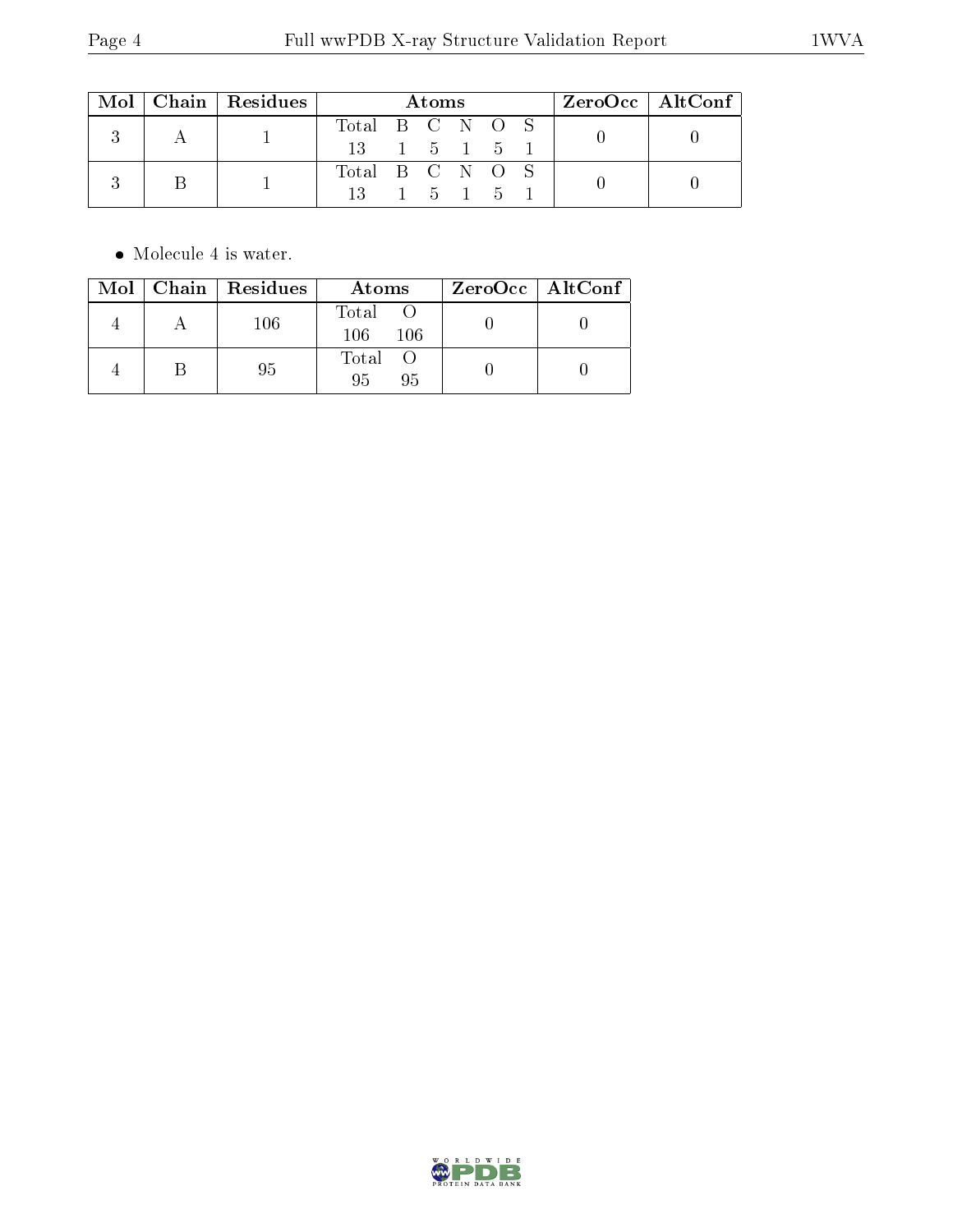| Mol | Chain | Residues | Atoms | | | | | | ZeroOcc | AltConf |
|---|---|---|---|---|---|---|---|---|---|---|
| | | | Total | B | C | N | O | S | | |
| 3 | A | 1 | 13 | 1 | 5 | 1 | 5 | 1 | 0 | 0 |
| 3 | B | 1 | 13 | 1 | 5 | 1 | 5 | 1 | 0 | 0 |

- Molecule 4 is water.

| Mol | Chain | Residues | Atoms | | ZeroOcc | AltConf |
|---|---|---|---|---|---|---|
| | | | Total | O | | |
| 4 | A | 106 | 106 | 106 | 0 | 0 |
| 4 | B | 95 | 95 | 95 | 0 | 0 |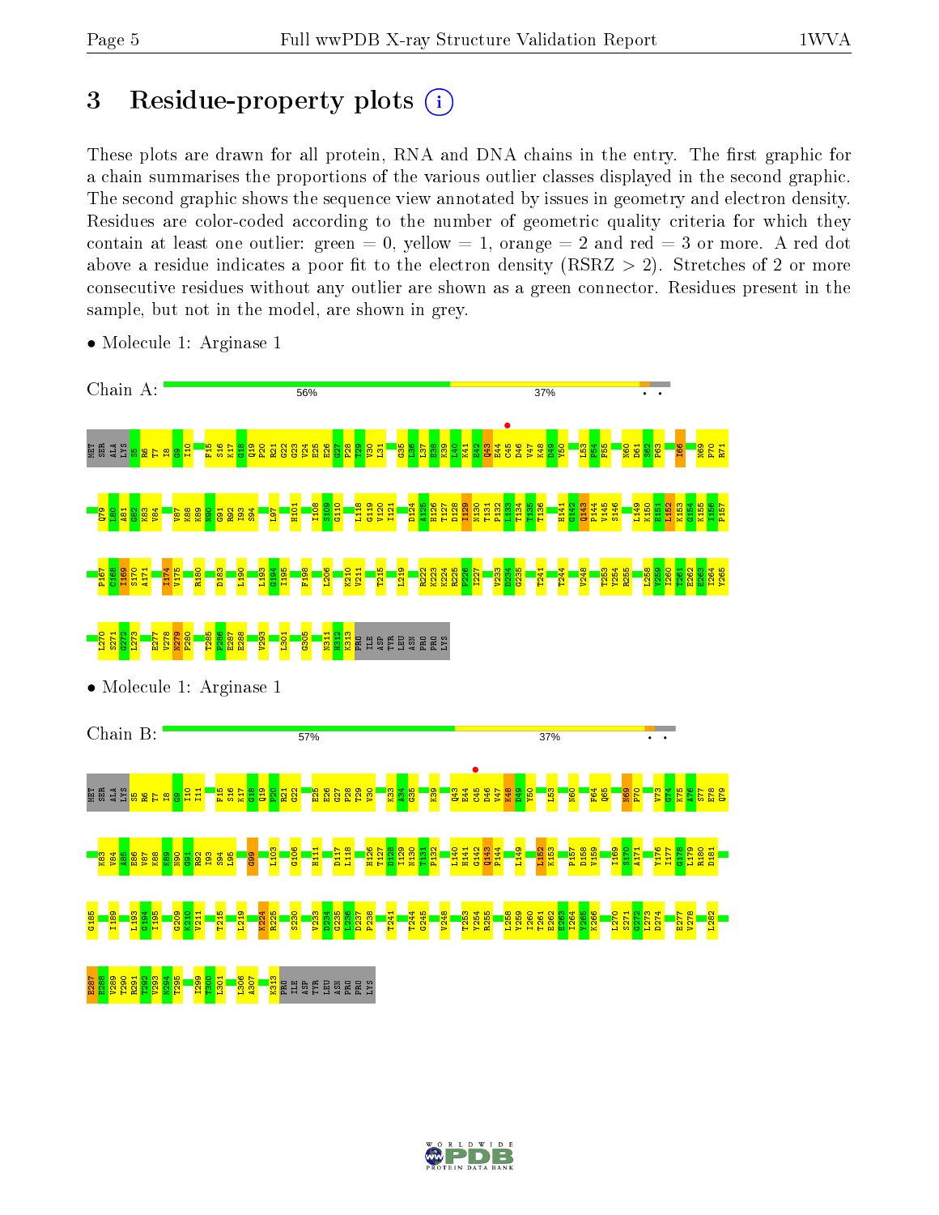# 3 Residue-property plots

These plots are drawn for all protein, RNA and DNA chains in the entry. The first graphic for a chain summarises the proportions of the various outlier classes displayed in the second graphic. The second graphic shows the sequence view annotated by issues in geometry and electron density. Residues are color-coded according to the number of geometric quality criteria for which they contain at least one outlier: green = 0, yellow = 1, orange = 2 and red = 3 or more. A red dot above a residue indicates a poor fit to the electron density (RSRZ > 2). Stretches of 2 or more consecutive residues without any outlier are shown as a green connector. Residues present in the sample, but not in the model, are shown in grey.

- Molecule 1: Arginase 1

Chain A: 56% 37%

- Molecule 1: Arginase 1

Chain B: 57% 37%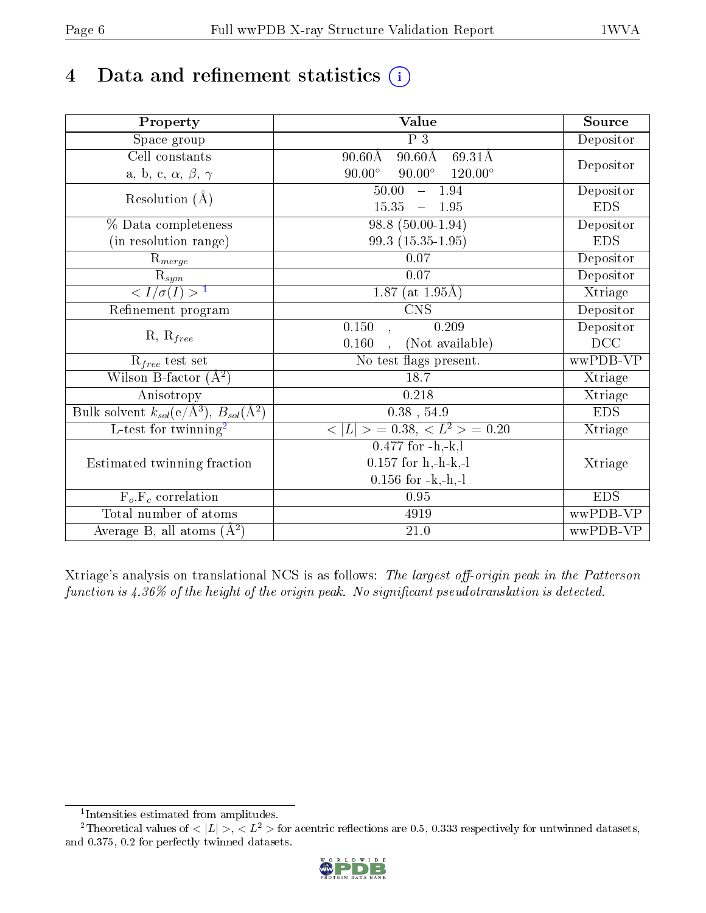# 4 Data and refinement statistics (i)

| Property | Value | Source |
|---|---|---|
| Space group | P 3 | Depositor |
| Cell constants<br>a, b, c, $\alpha$, $\beta$, $\gamma$ | 90.60Å 90.60Å 69.31Å<br>90.00° 90.00° 120.00° | Depositor |
| Resolution (Å) | 50.00 – 1.94 | Depositor |
| | 15.35 – 1.95 | EDS |
| % Data completeness<br>(in resolution range) | 98.8 (50.00-1.94) | Depositor |
| | 99.3 (15.35-1.95) | EDS |
| $R_{merge}$ | 0.07 | Depositor |
| $R_{sym}$ | 0.07 | Depositor |
| $< I/\sigma(I) >$ [1] | 1.87 (at 1.95Å) | Xtriage |
| Refinement program | CNS | Depositor |
| R, $R_{free}$ | 0.150 , 0.209 | Depositor |
| | 0.160 , (Not available) | DCC |
| $R_{free}$ test set | No test flags present. | wwPDB-VP |
| Wilson B-factor (Å$^2$) | 18.7 | Xtriage |
| Anisotropy | 0.218 | Xtriage |
| Bulk solvent $k_{sol}$(e/Å$^3$), $B_{sol}$(Å$^2$) | 0.38 , 54.9 | EDS |
| L-test for twinning[2] | $< \|L\| >$ = 0.38, $< L^2 >$ = 0.20 | Xtriage |
| Estimated twinning fraction | 0.477 for -h,-k,l<br>0.157 for h,-h-k,-l<br>0.156 for -k,-h,-l | Xtriage |
| $F_o$,$F_c$ correlation | 0.95 | EDS |
| Total number of atoms | 4919 | wwPDB-VP |
| Average B, all atoms (Å$^2$) | 21.0 | wwPDB-VP |

Xtriage's analysis on translational NCS is as follows: *The largest off-origin peak in the Patterson function is 4.36% of the height of the origin peak. No significant pseudotranslation is detected.*

[1] Intensities estimated from amplitudes.

[2] Theoretical values of $< |L| >$, $< L^2 >$ for acentric reflections are 0.5, 0.333 respectively for untwinned datasets, and 0.375, 0.2 for perfectly twinned datasets.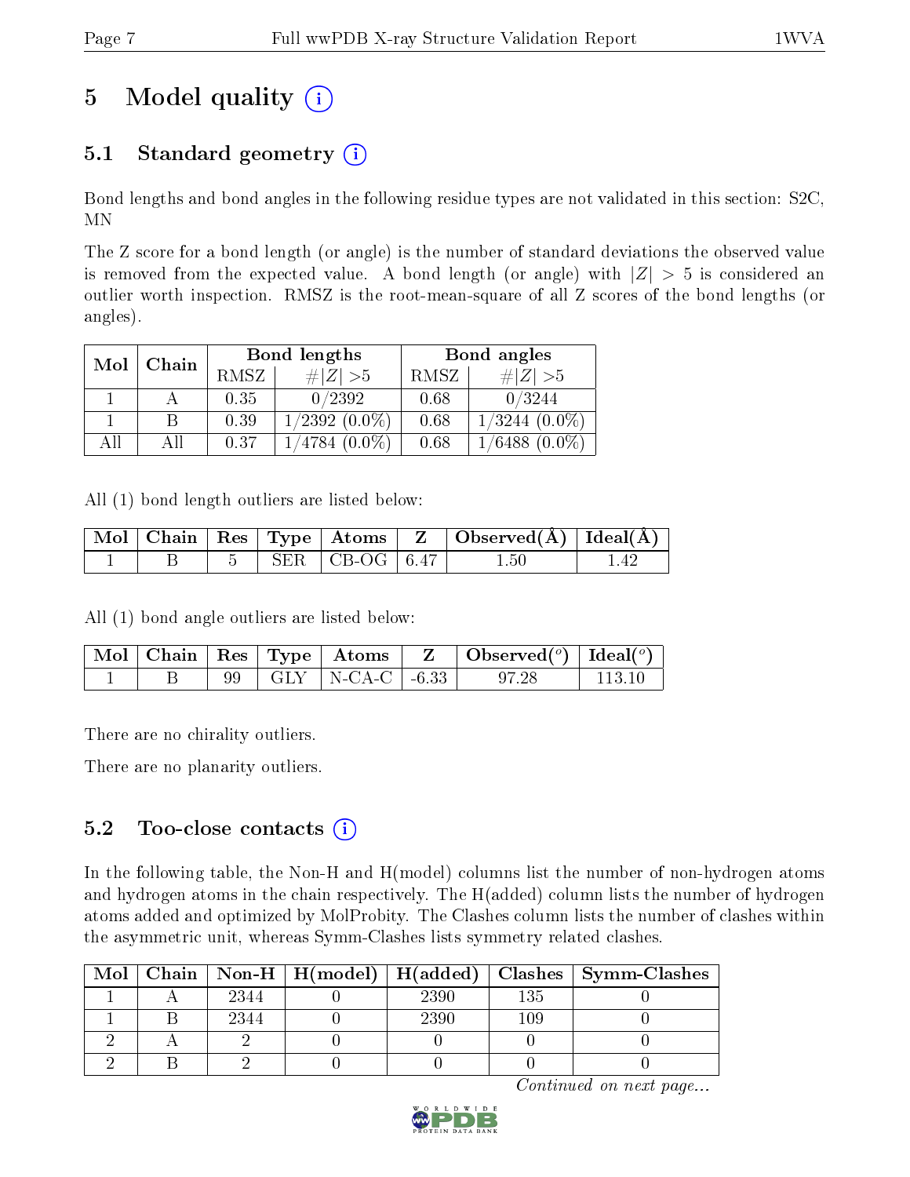# 5 Model quality

## 5.1 Standard geometry

Bond lengths and bond angles in the following residue types are not validated in this section: S2C, MN

The Z score for a bond length (or angle) is the number of standard deviations the observed value is removed from the expected value. A bond length (or angle) with $|Z| > 5$ is considered an outlier worth inspection. RMSZ is the root-mean-square of all Z scores of the bond lengths (or angles).

| Mol | Chain | Bond lengths | | Bond angles | |
|---|---|---|---|---|---|
| | | RMSZ | $\#|Z| > 5$ | RMSZ | $\#|Z| > 5$ |
| 1 | A | 0.35 | 0/2392 | 0.68 | 0/3244 |
| 1 | B | 0.39 | 1/2392 (0.0%) | 0.68 | 1/3244 (0.0%) |
| All | All | 0.37 | 1/4784 (0.0%) | 0.68 | 1/6488 (0.0%) |

All (1) bond length outliers are listed below:

| Mol | Chain | Res | Type | Atoms | Z | Observed(Å) | Ideal(Å) |
|---|---|---|---|---|---|---|---|
| 1 | B | 5 | SER | CB-OG | 6.47 | 1.50 | 1.42 |

All (1) bond angle outliers are listed below:

| Mol | Chain | Res | Type | Atoms | Z | Observed($^o$) | Ideal($^o$) |
|---|---|---|---|---|---|---|---|
| 1 | B | 99 | GLY | N-CA-C | -6.33 | 97.28 | 113.10 |

There are no chirality outliers.

There are no planarity outliers.

## 5.2 Too-close contacts

In the following table, the Non-H and H(model) columns list the number of non-hydrogen atoms and hydrogen atoms in the chain respectively. The H(added) column lists the number of hydrogen atoms added and optimized by MolProbity. The Clashes column lists the number of clashes within the asymmetric unit, whereas Symm-Clashes lists symmetry related clashes.

| Mol | Chain | Non-H | H(model) | H(added) | Clashes | Symm-Clashes |
|---|---|---|---|---|---|---|
| 1 | A | 2344 | 0 | 2390 | 135 | 0 |
| 1 | B | 2344 | 0 | 2390 | 109 | 0 |
| 2 | A | 2 | 0 | 0 | 0 | 0 |
| 2 | B | 2 | 0 | 0 | 0 | 0 |

*Continued on next page...*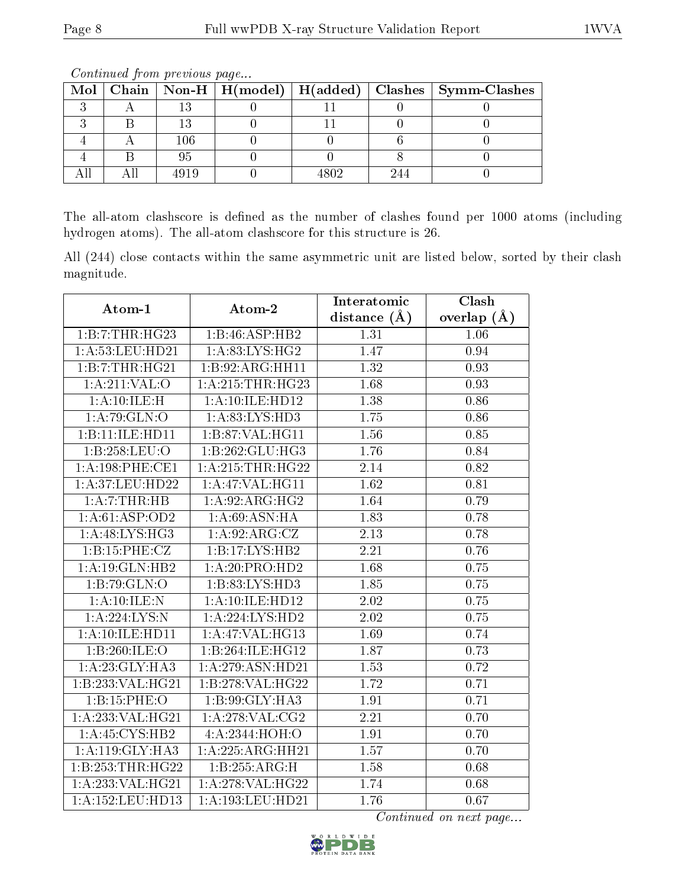*Continued from previous page...*

| Mol | Chain | Non-H | H(model) | H(added) | Clashes | Symm-Clashes |
|---|---|---|---|---|---|---|
| 3 | A | 13 | 0 | 11 | 0 | 0 |
| 3 | B | 13 | 0 | 11 | 0 | 0 |
| 4 | A | 106 | 0 | 0 | 6 | 0 |
| 4 | B | 95 | 0 | 0 | 8 | 0 |
| All | All | 4919 | 0 | 4802 | 244 | 0 |

The all-atom clashscore is defined as the number of clashes found per 1000 atoms (including hydrogen atoms). The all-atom clashscore for this structure is 26.

All (244) close contacts within the same asymmetric unit are listed below, sorted by their clash magnitude.

| Atom-1 | Atom-2 | Interatomic distance (Å) | Clash overlap (Å) |
|---|---|---|---|
| 1:B:7:THR:HG23 | 1:B:46:ASP:HB2 | 1.31 | 1.06 |
| 1:A:53:LEU:HD21 | 1:A:83:LYS:HG2 | 1.47 | 0.94 |
| 1:B:7:THR:HG21 | 1:B:92:ARG:HH11 | 1.32 | 0.93 |
| 1:A:211:VAL:O | 1:A:215:THR:HG23 | 1.68 | 0.93 |
| 1:A:10:ILE:H | 1:A:10:ILE:HD12 | 1.38 | 0.86 |
| 1:A:79:GLN:O | 1:A:83:LYS:HD3 | 1.75 | 0.86 |
| 1:B:11:ILE:HD11 | 1:B:87:VAL:HG11 | 1.56 | 0.85 |
| 1:B:258:LEU:O | 1:B:262:GLU:HG3 | 1.76 | 0.84 |
| 1:A:198:PHE:CE1 | 1:A:215:THR:HG22 | 2.14 | 0.82 |
| 1:A:37:LEU:HD22 | 1:A:47:VAL:HG11 | 1.62 | 0.81 |
| 1:A:7:THR:HB | 1:A:92:ARG:HG2 | 1.64 | 0.79 |
| 1:A:61:ASP:OD2 | 1:A:69:ASN:HA | 1.83 | 0.78 |
| 1:A:48:LYS:HG3 | 1:A:92:ARG:CZ | 2.13 | 0.78 |
| 1:B:15:PHE:CZ | 1:B:17:LYS:HB2 | 2.21 | 0.76 |
| 1:A:19:GLN:HB2 | 1:A:20:PRO:HD2 | 1.68 | 0.75 |
| 1:B:79:GLN:O | 1:B:83:LYS:HD3 | 1.85 | 0.75 |
| 1:A:10:ILE:N | 1:A:10:ILE:HD12 | 2.02 | 0.75 |
| 1:A:224:LYS:N | 1:A:224:LYS:HD2 | 2.02 | 0.75 |
| 1:A:10:ILE:HD11 | 1:A:47:VAL:HG13 | 1.69 | 0.74 |
| 1:B:260:ILE:O | 1:B:264:ILE:HG12 | 1.87 | 0.73 |
| 1:A:23:GLY:HA3 | 1:A:279:ASN:HD21 | 1.53 | 0.72 |
| 1:B:233:VAL:HG21 | 1:B:278:VAL:HG22 | 1.72 | 0.71 |
| 1:B:15:PHE:O | 1:B:99:GLY:HA3 | 1.91 | 0.71 |
| 1:A:233:VAL:HG21 | 1:A:278:VAL:CG2 | 2.21 | 0.70 |
| 1:A:45:CYS:HB2 | 4:A:2344:HOH:O | 1.91 | 0.70 |
| 1:A:119:GLY:HA3 | 1:A:225:ARG:HH21 | 1.57 | 0.70 |
| 1:B:253:THR:HG22 | 1:B:255:ARG:H | 1.58 | 0.68 |
| 1:A:233:VAL:HG21 | 1:A:278:VAL:HG22 | 1.74 | 0.68 |
| 1:A:152:LEU:HD13 | 1:A:193:LEU:HD21 | 1.76 | 0.67 |

*Continued on next page...*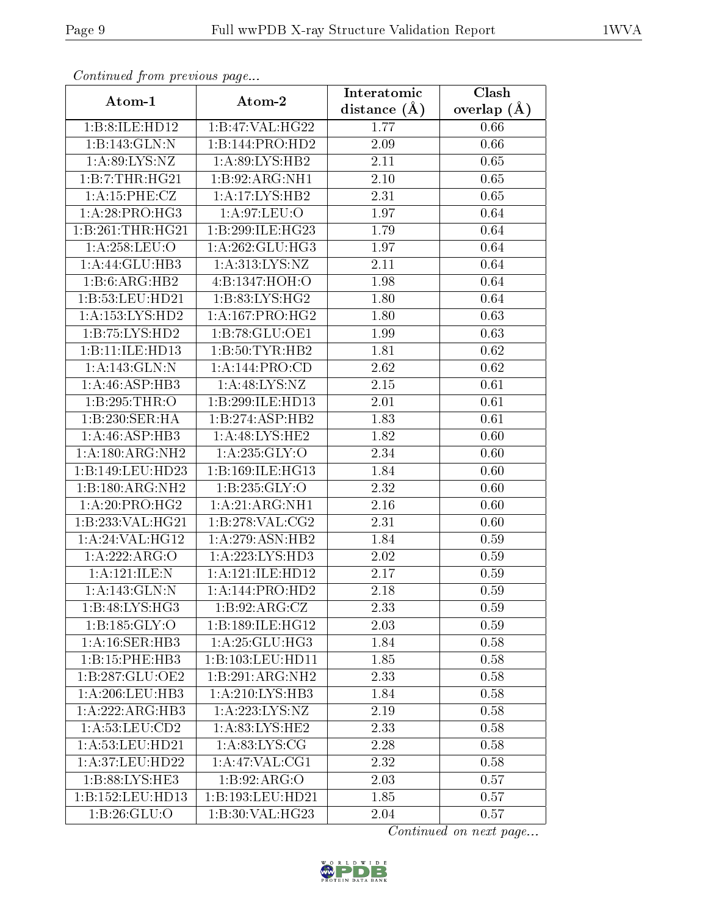*Continued from previous page...*

| Atom-1 | Atom-2 | Interatomic distance (Å) | Clash overlap (Å) |
| --- | --- | --- | --- |
| 1:B:8:ILE:HD12 | 1:B:47:VAL:HG22 | 1.77 | 0.66 |
| 1:B:143:GLN:N | 1:B:144:PRO:HD2 | 2.09 | 0.66 |
| 1:A:89:LYS:NZ | 1:A:89:LYS:HB2 | 2.11 | 0.65 |
| 1:B:7:THR:HG21 | 1:B:92:ARG:NH1 | 2.10 | 0.65 |
| 1:A:15:PHE:CZ | 1:A:17:LYS:HB2 | 2.31 | 0.65 |
| 1:A:28:PRO:HG3 | 1:A:97:LEU:O | 1.97 | 0.64 |
| 1:B:261:THR:HG21 | 1:B:299:ILE:HG23 | 1.79 | 0.64 |
| 1:A:258:LEU:O | 1:A:262:GLU:HG3 | 1.97 | 0.64 |
| 1:A:44:GLU:HB3 | 1:A:313:LYS:NZ | 2.11 | 0.64 |
| 1:B:6:ARG:HB2 | 4:B:1347:HOH:O | 1.98 | 0.64 |
| 1:B:53:LEU:HD21 | 1:B:83:LYS:HG2 | 1.80 | 0.64 |
| 1:A:153:LYS:HD2 | 1:A:167:PRO:HG2 | 1.80 | 0.63 |
| 1:B:75:LYS:HD2 | 1:B:78:GLU:OE1 | 1.99 | 0.63 |
| 1:B:11:ILE:HD13 | 1:B:50:TYR:HB2 | 1.81 | 0.62 |
| 1:A:143:GLN:N | 1:A:144:PRO:CD | 2.62 | 0.62 |
| 1:A:46:ASP:HB3 | 1:A:48:LYS:NZ | 2.15 | 0.61 |
| 1:B:295:THR:O | 1:B:299:ILE:HD13 | 2.01 | 0.61 |
| 1:B:230:SER:HA | 1:B:274:ASP:HB2 | 1.83 | 0.61 |
| 1:A:46:ASP:HB3 | 1:A:48:LYS:HE2 | 1.82 | 0.60 |
| 1:A:180:ARG:NH2 | 1:A:235:GLY:O | 2.34 | 0.60 |
| 1:B:149:LEU:HD23 | 1:B:169:ILE:HG13 | 1.84 | 0.60 |
| 1:B:180:ARG:NH2 | 1:B:235:GLY:O | 2.32 | 0.60 |
| 1:A:20:PRO:HG2 | 1:A:21:ARG:NH1 | 2.16 | 0.60 |
| 1:B:233:VAL:HG21 | 1:B:278:VAL:CG2 | 2.31 | 0.60 |
| 1:A:24:VAL:HG12 | 1:A:279:ASN:HB2 | 1.84 | 0.59 |
| 1:A:222:ARG:O | 1:A:223:LYS:HD3 | 2.02 | 0.59 |
| 1:A:121:ILE:N | 1:A:121:ILE:HD12 | 2.17 | 0.59 |
| 1:A:143:GLN:N | 1:A:144:PRO:HD2 | 2.18 | 0.59 |
| 1:B:48:LYS:HG3 | 1:B:92:ARG:CZ | 2.33 | 0.59 |
| 1:B:185:GLY:O | 1:B:189:ILE:HG12 | 2.03 | 0.59 |
| 1:A:16:SER:HB3 | 1:A:25:GLU:HG3 | 1.84 | 0.58 |
| 1:B:15:PHE:HB3 | 1:B:103:LEU:HD11 | 1.85 | 0.58 |
| 1:B:287:GLU:OE2 | 1:B:291:ARG:NH2 | 2.33 | 0.58 |
| 1:A:206:LEU:HB3 | 1:A:210:LYS:HB3 | 1.84 | 0.58 |
| 1:A:222:ARG:HB3 | 1:A:223:LYS:NZ | 2.19 | 0.58 |
| 1:A:53:LEU:CD2 | 1:A:83:LYS:HE2 | 2.33 | 0.58 |
| 1:A:53:LEU:HD21 | 1:A:83:LYS:CG | 2.28 | 0.58 |
| 1:A:37:LEU:HD22 | 1:A:47:VAL:CG1 | 2.32 | 0.58 |
| 1:B:88:LYS:HE3 | 1:B:92:ARG:O | 2.03 | 0.57 |
| 1:B:152:LEU:HD13 | 1:B:193:LEU:HD21 | 1.85 | 0.57 |
| 1:B:26:GLU:O | 1:B:30:VAL:HG23 | 2.04 | 0.57 |

*Continued on next page...*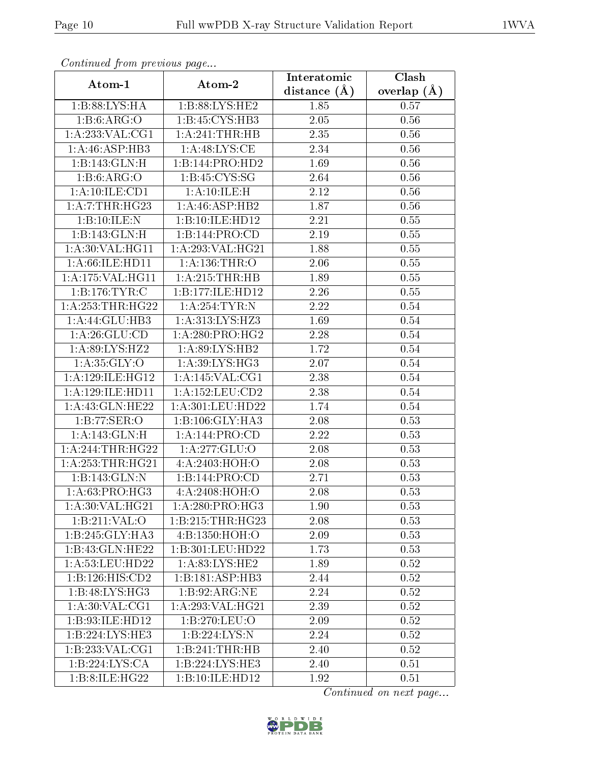*Continued from previous page...*

| Atom-1 | Atom-2 | Interatomic distance (Å) | Clash overlap (Å) |
|---|---|---|---|
| 1:B:88:LYS:HA | 1:B:88:LYS:HE2 | 1.85 | 0.57 |
| 1:B:6:ARG:O | 1:B:45:CYS:HB3 | 2.05 | 0.56 |
| 1:A:233:VAL:CG1 | 1:A:241:THR:HB | 2.35 | 0.56 |
| 1:A:46:ASP:HB3 | 1:A:48:LYS:CE | 2.34 | 0.56 |
| 1:B:143:GLN:H | 1:B:144:PRO:HD2 | 1.69 | 0.56 |
| 1:B:6:ARG:O | 1:B:45:CYS:SG | 2.64 | 0.56 |
| 1:A:10:ILE:CD1 | 1:A:10:ILE:H | 2.12 | 0.56 |
| 1:A:7:THR:HG23 | 1:A:46:ASP:HB2 | 1.87 | 0.56 |
| 1:B:10:ILE:N | 1:B:10:ILE:HD12 | 2.21 | 0.55 |
| 1:B:143:GLN:H | 1:B:144:PRO:CD | 2.19 | 0.55 |
| 1:A:30:VAL:HG11 | 1:A:293:VAL:HG21 | 1.88 | 0.55 |
| 1:A:66:ILE:HD11 | 1:A:136:THR:O | 2.06 | 0.55 |
| 1:A:175:VAL:HG11 | 1:A:215:THR:HB | 1.89 | 0.55 |
| 1:B:176:TYR:C | 1:B:177:ILE:HD12 | 2.26 | 0.55 |
| 1:A:253:THR:HG22 | 1:A:254:TYR:N | 2.22 | 0.54 |
| 1:A:44:GLU:HB3 | 1:A:313:LYS:HZ3 | 1.69 | 0.54 |
| 1:A:26:GLU:CD | 1:A:280:PRO:HG2 | 2.28 | 0.54 |
| 1:A:89:LYS:HZ2 | 1:A:89:LYS:HB2 | 1.72 | 0.54 |
| 1:A:35:GLY:O | 1:A:39:LYS:HG3 | 2.07 | 0.54 |
| 1:A:129:ILE:HG12 | 1:A:145:VAL:CG1 | 2.38 | 0.54 |
| 1:A:129:ILE:HD11 | 1:A:152:LEU:CD2 | 2.38 | 0.54 |
| 1:A:43:GLN:HE22 | 1:A:301:LEU:HD22 | 1.74 | 0.54 |
| 1:B:77:SER:O | 1:B:106:GLY:HA3 | 2.08 | 0.53 |
| 1:A:143:GLN:H | 1:A:144:PRO:CD | 2.22 | 0.53 |
| 1:A:244:THR:HG22 | 1:A:277:GLU:O | 2.08 | 0.53 |
| 1:A:253:THR:HG21 | 4:A:2403:HOH:O | 2.08 | 0.53 |
| 1:B:143:GLN:N | 1:B:144:PRO:CD | 2.71 | 0.53 |
| 1:A:63:PRO:HG3 | 4:A:2408:HOH:O | 2.08 | 0.53 |
| 1:A:30:VAL:HG21 | 1:A:280:PRO:HG3 | 1.90 | 0.53 |
| 1:B:211:VAL:O | 1:B:215:THR:HG23 | 2.08 | 0.53 |
| 1:B:245:GLY:HA3 | 4:B:1350:HOH:O | 2.09 | 0.53 |
| 1:B:43:GLN:HE22 | 1:B:301:LEU:HD22 | 1.73 | 0.53 |
| 1:A:53:LEU:HD22 | 1:A:83:LYS:HE2 | 1.89 | 0.52 |
| 1:B:126:HIS:CD2 | 1:B:181:ASP:HB3 | 2.44 | 0.52 |
| 1:B:48:LYS:HG3 | 1:B:92:ARG:NE | 2.24 | 0.52 |
| 1:A:30:VAL:CG1 | 1:A:293:VAL:HG21 | 2.39 | 0.52 |
| 1:B:93:ILE:HD12 | 1:B:270:LEU:O | 2.09 | 0.52 |
| 1:B:224:LYS:HE3 | 1:B:224:LYS:N | 2.24 | 0.52 |
| 1:B:233:VAL:CG1 | 1:B:241:THR:HB | 2.40 | 0.52 |
| 1:B:224:LYS:CA | 1:B:224:LYS:HE3 | 2.40 | 0.51 |
| 1:B:8:ILE:HG22 | 1:B:10:ILE:HD12 | 1.92 | 0.51 |

*Continued on next page...*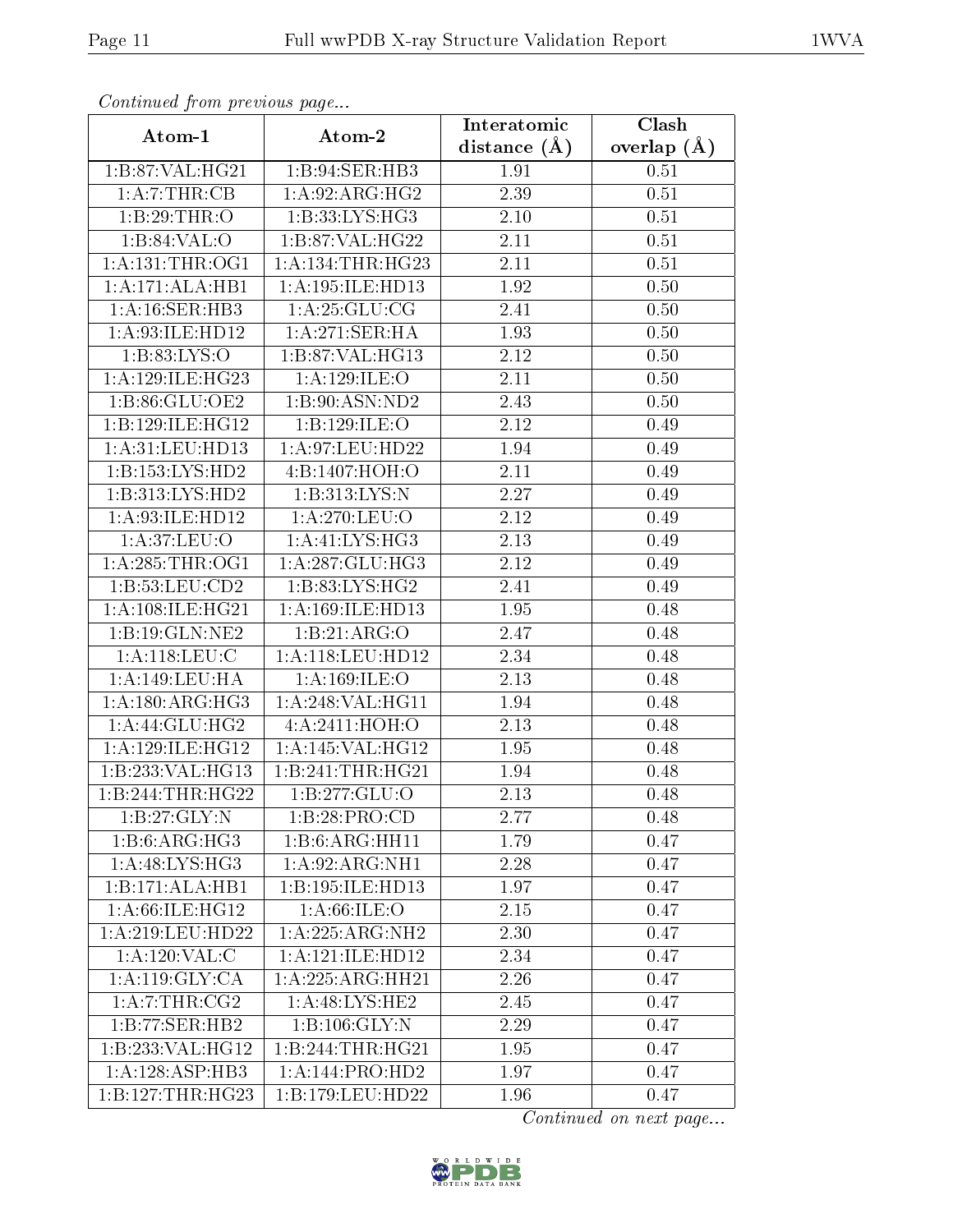*Continued from previous page...*

| Atom-1 | Atom-2 | Interatomic distance (Å) | Clash overlap (Å) |
| --- | --- | --- | --- |
| 1:B:87:VAL:HG21 | 1:B:94:SER:HB3 | 1.91 | 0.51 |
| 1:A:7:THR:CB | 1:A:92:ARG:HG2 | 2.39 | 0.51 |
| 1:B:29:THR:O | 1:B:33:LYS:HG3 | 2.10 | 0.51 |
| 1:B:84:VAL:O | 1:B:87:VAL:HG22 | 2.11 | 0.51 |
| 1:A:131:THR:OG1 | 1:A:134:THR:HG23 | 2.11 | 0.51 |
| 1:A:171:ALA:HB1 | 1:A:195:ILE:HD13 | 1.92 | 0.50 |
| 1:A:16:SER:HB3 | 1:A:25:GLU:CG | 2.41 | 0.50 |
| 1:A:93:ILE:HD12 | 1:A:271:SER:HA | 1.93 | 0.50 |
| 1:B:83:LYS:O | 1:B:87:VAL:HG13 | 2.12 | 0.50 |
| 1:A:129:ILE:HG23 | 1:A:129:ILE:O | 2.11 | 0.50 |
| 1:B:86:GLU:OE2 | 1:B:90:ASN:ND2 | 2.43 | 0.50 |
| 1:B:129:ILE:HG12 | 1:B:129:ILE:O | 2.12 | 0.49 |
| 1:A:31:LEU:HD13 | 1:A:97:LEU:HD22 | 1.94 | 0.49 |
| 1:B:153:LYS:HD2 | 4:B:1407:HOH:O | 2.11 | 0.49 |
| 1:B:313:LYS:HD2 | 1:B:313:LYS:N | 2.27 | 0.49 |
| 1:A:93:ILE:HD12 | 1:A:270:LEU:O | 2.12 | 0.49 |
| 1:A:37:LEU:O | 1:A:41:LYS:HG3 | 2.13 | 0.49 |
| 1:A:285:THR:OG1 | 1:A:287:GLU:HG3 | 2.12 | 0.49 |
| 1:B:53:LEU:CD2 | 1:B:83:LYS:HG2 | 2.41 | 0.49 |
| 1:A:108:ILE:HG21 | 1:A:169:ILE:HD13 | 1.95 | 0.48 |
| 1:B:19:GLN:NE2 | 1:B:21:ARG:O | 2.47 | 0.48 |
| 1:A:118:LEU:C | 1:A:118:LEU:HD12 | 2.34 | 0.48 |
| 1:A:149:LEU:HA | 1:A:169:ILE:O | 2.13 | 0.48 |
| 1:A:180:ARG:HG3 | 1:A:248:VAL:HG11 | 1.94 | 0.48 |
| 1:A:44:GLU:HG2 | 4:A:2411:HOH:O | 2.13 | 0.48 |
| 1:A:129:ILE:HG12 | 1:A:145:VAL:HG12 | 1.95 | 0.48 |
| 1:B:233:VAL:HG13 | 1:B:241:THR:HG21 | 1.94 | 0.48 |
| 1:B:244:THR:HG22 | 1:B:277:GLU:O | 2.13 | 0.48 |
| 1:B:27:GLY:N | 1:B:28:PRO:CD | 2.77 | 0.48 |
| 1:B:6:ARG:HG3 | 1:B:6:ARG:HH11 | 1.79 | 0.47 |
| 1:A:48:LYS:HG3 | 1:A:92:ARG:NH1 | 2.28 | 0.47 |
| 1:B:171:ALA:HB1 | 1:B:195:ILE:HD13 | 1.97 | 0.47 |
| 1:A:66:ILE:HG12 | 1:A:66:ILE:O | 2.15 | 0.47 |
| 1:A:219:LEU:HD22 | 1:A:225:ARG:NH2 | 2.30 | 0.47 |
| 1:A:120:VAL:C | 1:A:121:ILE:HD12 | 2.34 | 0.47 |
| 1:A:119:GLY:CA | 1:A:225:ARG:HH21 | 2.26 | 0.47 |
| 1:A:7:THR:CG2 | 1:A:48:LYS:HE2 | 2.45 | 0.47 |
| 1:B:77:SER:HB2 | 1:B:106:GLY:N | 2.29 | 0.47 |
| 1:B:233:VAL:HG12 | 1:B:244:THR:HG21 | 1.95 | 0.47 |
| 1:A:128:ASP:HB3 | 1:A:144:PRO:HD2 | 1.97 | 0.47 |
| 1:B:127:THR:HG23 | 1:B:179:LEU:HD22 | 1.96 | 0.47 |

*Continued on next page...*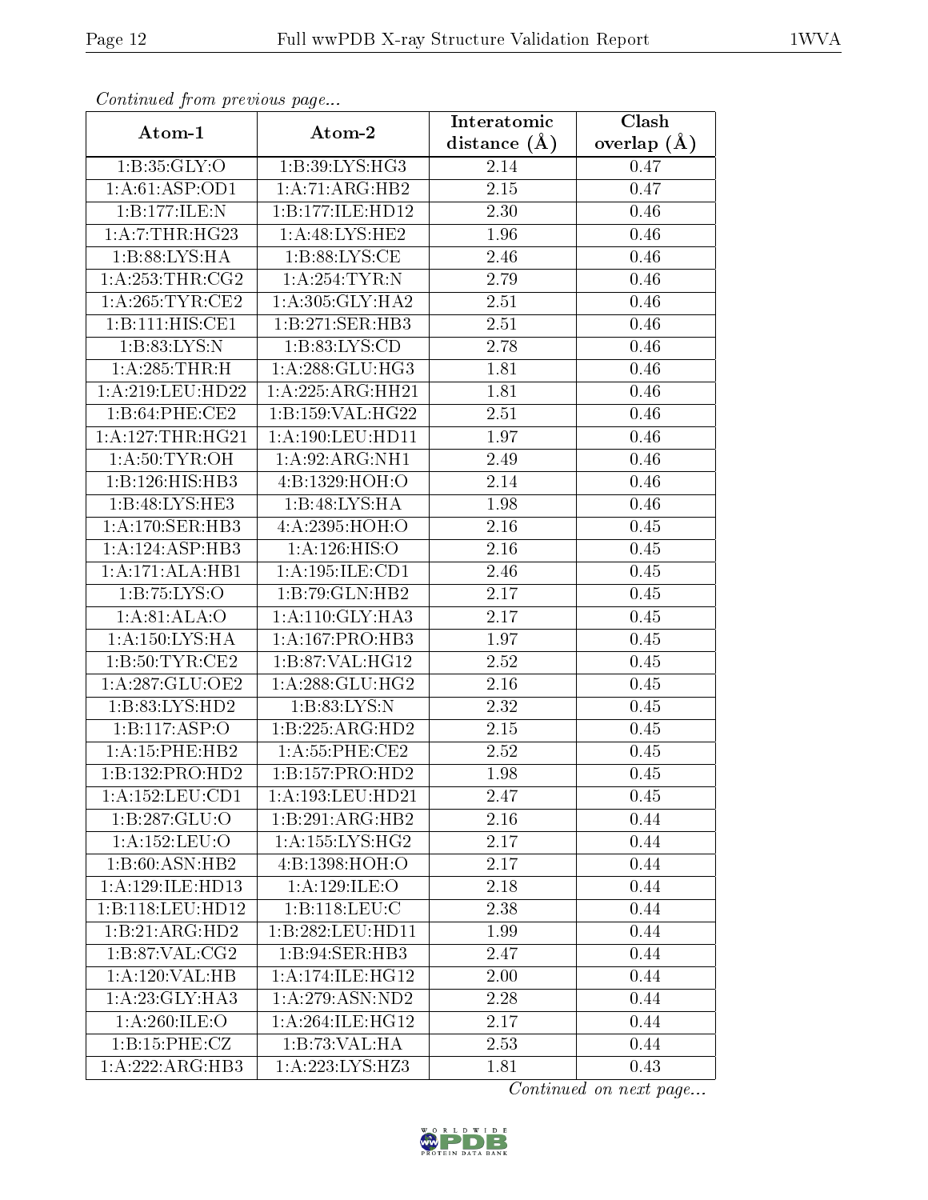*Continued from previous page...*

| Atom-1 | Atom-2 | Interatomic distance (Å) | Clash overlap (Å) |
|---|---|---|---|
| 1:B:35:GLY:O | 1:B:39:LYS:HG3 | 2.14 | 0.47 |
| 1:A:61:ASP:OD1 | 1:A:71:ARG:HB2 | 2.15 | 0.47 |
| 1:B:177:ILE:N | 1:B:177:ILE:HD12 | 2.30 | 0.46 |
| 1:A:7:THR:HG23 | 1:A:48:LYS:HE2 | 1.96 | 0.46 |
| 1:B:88:LYS:HA | 1:B:88:LYS:CE | 2.46 | 0.46 |
| 1:A:253:THR:CG2 | 1:A:254:TYR:N | 2.79 | 0.46 |
| 1:A:265:TYR:CE2 | 1:A:305:GLY:HA2 | 2.51 | 0.46 |
| 1:B:111:HIS:CE1 | 1:B:271:SER:HB3 | 2.51 | 0.46 |
| 1:B:83:LYS:N | 1:B:83:LYS:CD | 2.78 | 0.46 |
| 1:A:285:THR:H | 1:A:288:GLU:HG3 | 1.81 | 0.46 |
| 1:A:219:LEU:HD22 | 1:A:225:ARG:HH21 | 1.81 | 0.46 |
| 1:B:64:PHE:CE2 | 1:B:159:VAL:HG22 | 2.51 | 0.46 |
| 1:A:127:THR:HG21 | 1:A:190:LEU:HD11 | 1.97 | 0.46 |
| 1:A:50:TYR:OH | 1:A:92:ARG:NH1 | 2.49 | 0.46 |
| 1:B:126:HIS:HB3 | 4:B:1329:HOH:O | 2.14 | 0.46 |
| 1:B:48:LYS:HE3 | 1:B:48:LYS:HA | 1.98 | 0.46 |
| 1:A:170:SER:HB3 | 4:A:2395:HOH:O | 2.16 | 0.45 |
| 1:A:124:ASP:HB3 | 1:A:126:HIS:O | 2.16 | 0.45 |
| 1:A:171:ALA:HB1 | 1:A:195:ILE:CD1 | 2.46 | 0.45 |
| 1:B:75:LYS:O | 1:B:79:GLN:HB2 | 2.17 | 0.45 |
| 1:A:81:ALA:O | 1:A:110:GLY:HA3 | 2.17 | 0.45 |
| 1:A:150:LYS:HA | 1:A:167:PRO:HB3 | 1.97 | 0.45 |
| 1:B:50:TYR:CE2 | 1:B:87:VAL:HG12 | 2.52 | 0.45 |
| 1:A:287:GLU:OE2 | 1:A:288:GLU:HG2 | 2.16 | 0.45 |
| 1:B:83:LYS:HD2 | 1:B:83:LYS:N | 2.32 | 0.45 |
| 1:B:117:ASP:O | 1:B:225:ARG:HD2 | 2.15 | 0.45 |
| 1:A:15:PHE:HB2 | 1:A:55:PHE:CE2 | 2.52 | 0.45 |
| 1:B:132:PRO:HD2 | 1:B:157:PRO:HD2 | 1.98 | 0.45 |
| 1:A:152:LEU:CD1 | 1:A:193:LEU:HD21 | 2.47 | 0.45 |
| 1:B:287:GLU:O | 1:B:291:ARG:HB2 | 2.16 | 0.44 |
| 1:A:152:LEU:O | 1:A:155:LYS:HG2 | 2.17 | 0.44 |
| 1:B:60:ASN:HB2 | 4:B:1398:HOH:O | 2.17 | 0.44 |
| 1:A:129:ILE:HD13 | 1:A:129:ILE:O | 2.18 | 0.44 |
| 1:B:118:LEU:HD12 | 1:B:118:LEU:C | 2.38 | 0.44 |
| 1:B:21:ARG:HD2 | 1:B:282:LEU:HD11 | 1.99 | 0.44 |
| 1:B:87:VAL:CG2 | 1:B:94:SER:HB3 | 2.47 | 0.44 |
| 1:A:120:VAL:HB | 1:A:174:ILE:HG12 | 2.00 | 0.44 |
| 1:A:23:GLY:HA3 | 1:A:279:ASN:ND2 | 2.28 | 0.44 |
| 1:A:260:ILE:O | 1:A:264:ILE:HG12 | 2.17 | 0.44 |
| 1:B:15:PHE:CZ | 1:B:73:VAL:HA | 2.53 | 0.44 |
| 1:A:222:ARG:HB3 | 1:A:223:LYS:HZ3 | 1.81 | 0.43 |

*Continued on next page...*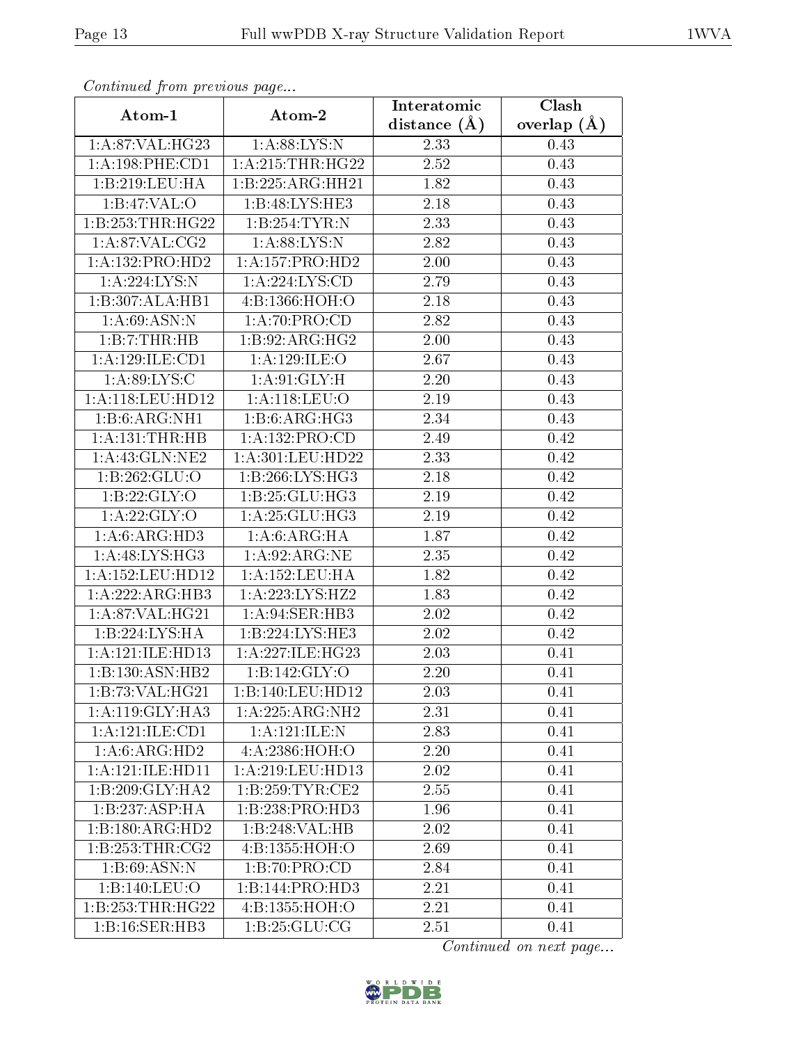*Continued from previous page...*

| Atom-1 | Atom-2 | Interatomic distance (Å) | Clash overlap (Å) |
|---|---|---|---|
| 1:A:87:VAL:HG23 | 1:A:88:LYS:N | 2.33 | 0.43 |
| 1:A:198:PHE:CD1 | 1:A:215:THR:HG22 | 2.52 | 0.43 |
| 1:B:219:LEU:HA | 1:B:225:ARG:HH21 | 1.82 | 0.43 |
| 1:B:47:VAL:O | 1:B:48:LYS:HE3 | 2.18 | 0.43 |
| 1:B:253:THR:HG22 | 1:B:254:TYR:N | 2.33 | 0.43 |
| 1:A:87:VAL:CG2 | 1:A:88:LYS:N | 2.82 | 0.43 |
| 1:A:132:PRO:HD2 | 1:A:157:PRO:HD2 | 2.00 | 0.43 |
| 1:A:224:LYS:N | 1:A:224:LYS:CD | 2.79 | 0.43 |
| 1:B:307:ALA:HB1 | 4:B:1366:HOH:O | 2.18 | 0.43 |
| 1:A:69:ASN:N | 1:A:70:PRO:CD | 2.82 | 0.43 |
| 1:B:7:THR:HB | 1:B:92:ARG:HG2 | 2.00 | 0.43 |
| 1:A:129:ILE:CD1 | 1:A:129:ILE:O | 2.67 | 0.43 |
| 1:A:89:LYS:C | 1:A:91:GLY:H | 2.20 | 0.43 |
| 1:A:118:LEU:HD12 | 1:A:118:LEU:O | 2.19 | 0.43 |
| 1:B:6:ARG:NH1 | 1:B:6:ARG:HG3 | 2.34 | 0.43 |
| 1:A:131:THR:HB | 1:A:132:PRO:CD | 2.49 | 0.42 |
| 1:A:43:GLN:NE2 | 1:A:301:LEU:HD22 | 2.33 | 0.42 |
| 1:B:262:GLU:O | 1:B:266:LYS:HG3 | 2.18 | 0.42 |
| 1:B:22:GLY:O | 1:B:25:GLU:HG3 | 2.19 | 0.42 |
| 1:A:22:GLY:O | 1:A:25:GLU:HG3 | 2.19 | 0.42 |
| 1:A:6:ARG:HD3 | 1:A:6:ARG:HA | 1.87 | 0.42 |
| 1:A:48:LYS:HG3 | 1:A:92:ARG:NE | 2.35 | 0.42 |
| 1:A:152:LEU:HD12 | 1:A:152:LEU:HA | 1.82 | 0.42 |
| 1:A:222:ARG:HB3 | 1:A:223:LYS:HZ2 | 1.83 | 0.42 |
| 1:A:87:VAL:HG21 | 1:A:94:SER:HB3 | 2.02 | 0.42 |
| 1:B:224:LYS:HA | 1:B:224:LYS:HE3 | 2.02 | 0.42 |
| 1:A:121:ILE:HD13 | 1:A:227:ILE:HG23 | 2.03 | 0.41 |
| 1:B:130:ASN:HB2 | 1:B:142:GLY:O | 2.20 | 0.41 |
| 1:B:73:VAL:HG21 | 1:B:140:LEU:HD12 | 2.03 | 0.41 |
| 1:A:119:GLY:HA3 | 1:A:225:ARG:NH2 | 2.31 | 0.41 |
| 1:A:121:ILE:CD1 | 1:A:121:ILE:N | 2.83 | 0.41 |
| 1:A:6:ARG:HD2 | 4:A:2386:HOH:O | 2.20 | 0.41 |
| 1:A:121:ILE:HD11 | 1:A:219:LEU:HD13 | 2.02 | 0.41 |
| 1:B:209:GLY:HA2 | 1:B:259:TYR:CE2 | 2.55 | 0.41 |
| 1:B:237:ASP:HA | 1:B:238:PRO:HD3 | 1.96 | 0.41 |
| 1:B:180:ARG:HD2 | 1:B:248:VAL:HB | 2.02 | 0.41 |
| 1:B:253:THR:CG2 | 4:B:1355:HOH:O | 2.69 | 0.41 |
| 1:B:69:ASN:N | 1:B:70:PRO:CD | 2.84 | 0.41 |
| 1:B:140:LEU:O | 1:B:144:PRO:HD3 | 2.21 | 0.41 |
| 1:B:253:THR:HG22 | 4:B:1355:HOH:O | 2.21 | 0.41 |
| 1:B:16:SER:HB3 | 1:B:25:GLU:CG | 2.51 | 0.41 |

*Continued on next page...*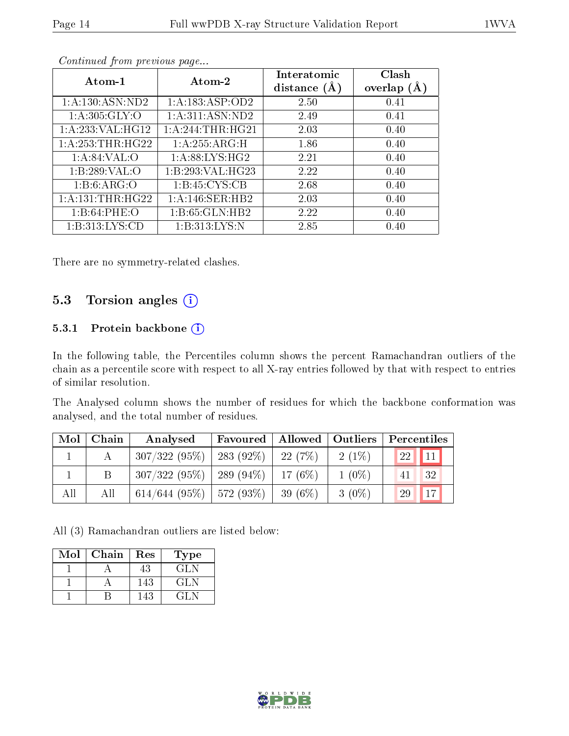*Continued from previous page...*

| Atom-1 | Atom-2 | Interatomic distance (Å) | Clash overlap (Å) |
|---|---|---|---|
| 1:A:130:ASN:ND2 | 1:A:183:ASP:OD2 | 2.50 | 0.41 |
| 1:A:305:GLY:O | 1:A:311:ASN:ND2 | 2.49 | 0.41 |
| 1:A:233:VAL:HG12 | 1:A:244:THR:HG21 | 2.03 | 0.40 |
| 1:A:253:THR:HG22 | 1:A:255:ARG:H | 1.86 | 0.40 |
| 1:A:84:VAL:O | 1:A:88:LYS:HG2 | 2.21 | 0.40 |
| 1:B:289:VAL:O | 1:B:293:VAL:HG23 | 2.22 | 0.40 |
| 1:B:6:ARG:O | 1:B:45:CYS:CB | 2.68 | 0.40 |
| 1:A:131:THR:HG22 | 1:A:146:SER:HB2 | 2.03 | 0.40 |
| 1:B:64:PHE:O | 1:B:65:GLN:HB2 | 2.22 | 0.40 |
| 1:B:313:LYS:CD | 1:B:313:LYS:N | 2.85 | 0.40 |

There are no symmetry-related clashes.

## 5.3 Torsion angles

### 5.3.1 Protein backbone

In the following table, the Percentiles column shows the percent Ramachandran outliers of the chain as a percentile score with respect to all X-ray entries followed by that with respect to entries of similar resolution.

The Analysed column shows the number of residues for which the backbone conformation was analysed, and the total number of residues.

| Mol | Chain | Analysed | Favoured | Allowed | Outliers | Percentiles | |
|---|---|---|---|---|---|---|---|
| 1 | A | 307/322 (95%) | 283 (92%) | 22 (7%) | 2 (1%) | 22 | 11 |
| 1 | B | 307/322 (95%) | 289 (94%) | 17 (6%) | 1 (0%) | 41 | 32 |
| All | All | 614/644 (95%) | 572 (93%) | 39 (6%) | 3 (0%) | 29 | 17 |

All (3) Ramachandran outliers are listed below:

| Mol | Chain | Res | Type |
|---|---|---|---|
| 1 | A | 43 | GLN |
| 1 | A | 143 | GLN |
| 1 | B | 143 | GLN |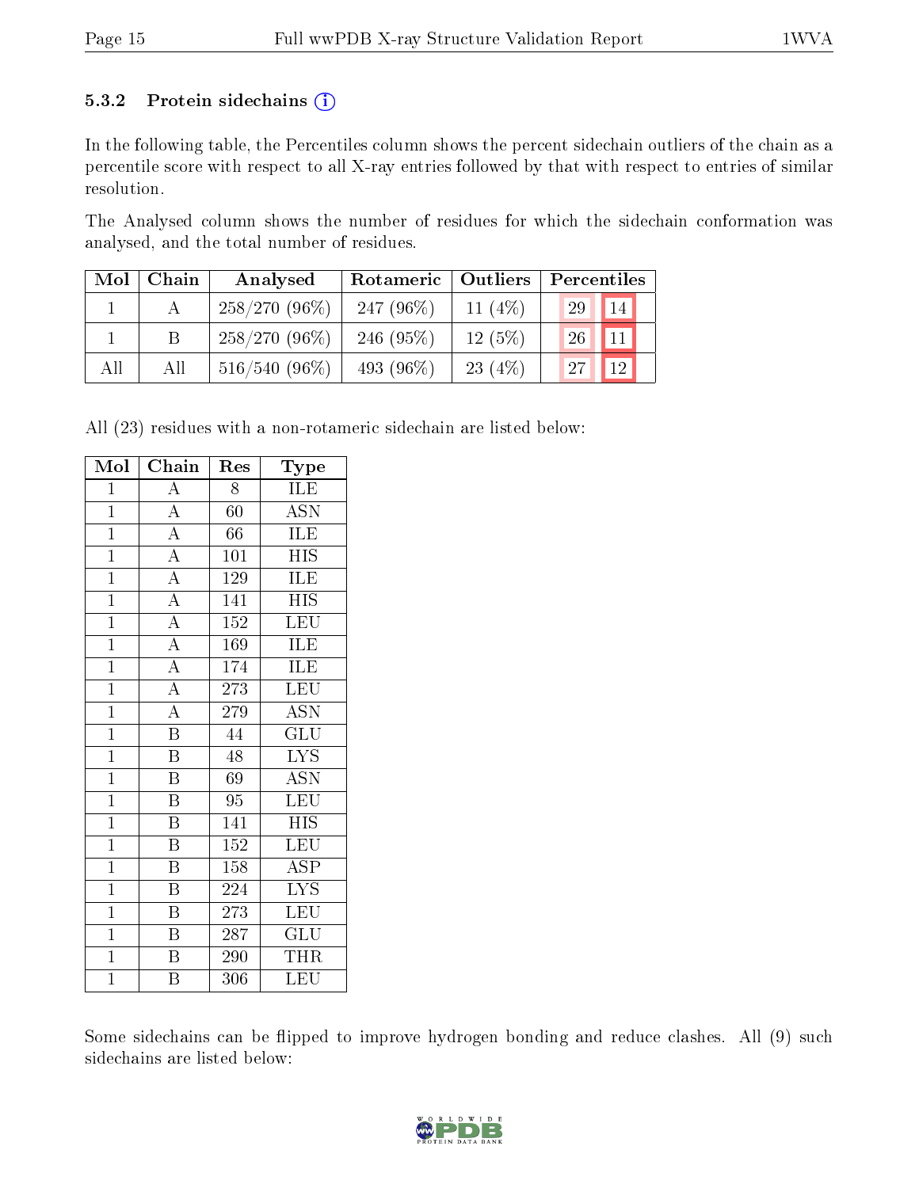### 5.3.2 Protein sidechains (i)

In the following table, the Percentiles column shows the percent sidechain outliers of the chain as a percentile score with respect to all X-ray entries followed by that with respect to entries of similar resolution.

The Analysed column shows the number of residues for which the sidechain conformation was analysed, and the total number of residues.

| Mol | Chain | Analysed | Rotameric | Outliers | Percentiles | |
|---|---|---|---|---|---|---|
| 1 | A | 258/270 (96%) | 247 (96%) | 11 (4%) | 29 | 14 |
| 1 | B | 258/270 (96%) | 246 (95%) | 12 (5%) | 26 | 11 |
| All | All | 516/540 (96%) | 493 (96%) | 23 (4%) | 27 | 12 |

All (23) residues with a non-rotameric sidechain are listed below:

| Mol | Chain | Res | Type |
|---|---|---|---|
| 1 | A | 8 | ILE |
| 1 | A | 60 | ASN |
| 1 | A | 66 | ILE |
| 1 | A | 101 | HIS |
| 1 | A | 129 | ILE |
| 1 | A | 141 | HIS |
| 1 | A | 152 | LEU |
| 1 | A | 169 | ILE |
| 1 | A | 174 | ILE |
| 1 | A | 273 | LEU |
| 1 | A | 279 | ASN |
| 1 | B | 44 | GLU |
| 1 | B | 48 | LYS |
| 1 | B | 69 | ASN |
| 1 | B | 95 | LEU |
| 1 | B | 141 | HIS |
| 1 | B | 152 | LEU |
| 1 | B | 158 | ASP |
| 1 | B | 224 | LYS |
| 1 | B | 273 | LEU |
| 1 | B | 287 | GLU |
| 1 | B | 290 | THR |
| 1 | B | 306 | LEU |

Some sidechains can be flipped to improve hydrogen bonding and reduce clashes. All (9) such sidechains are listed below: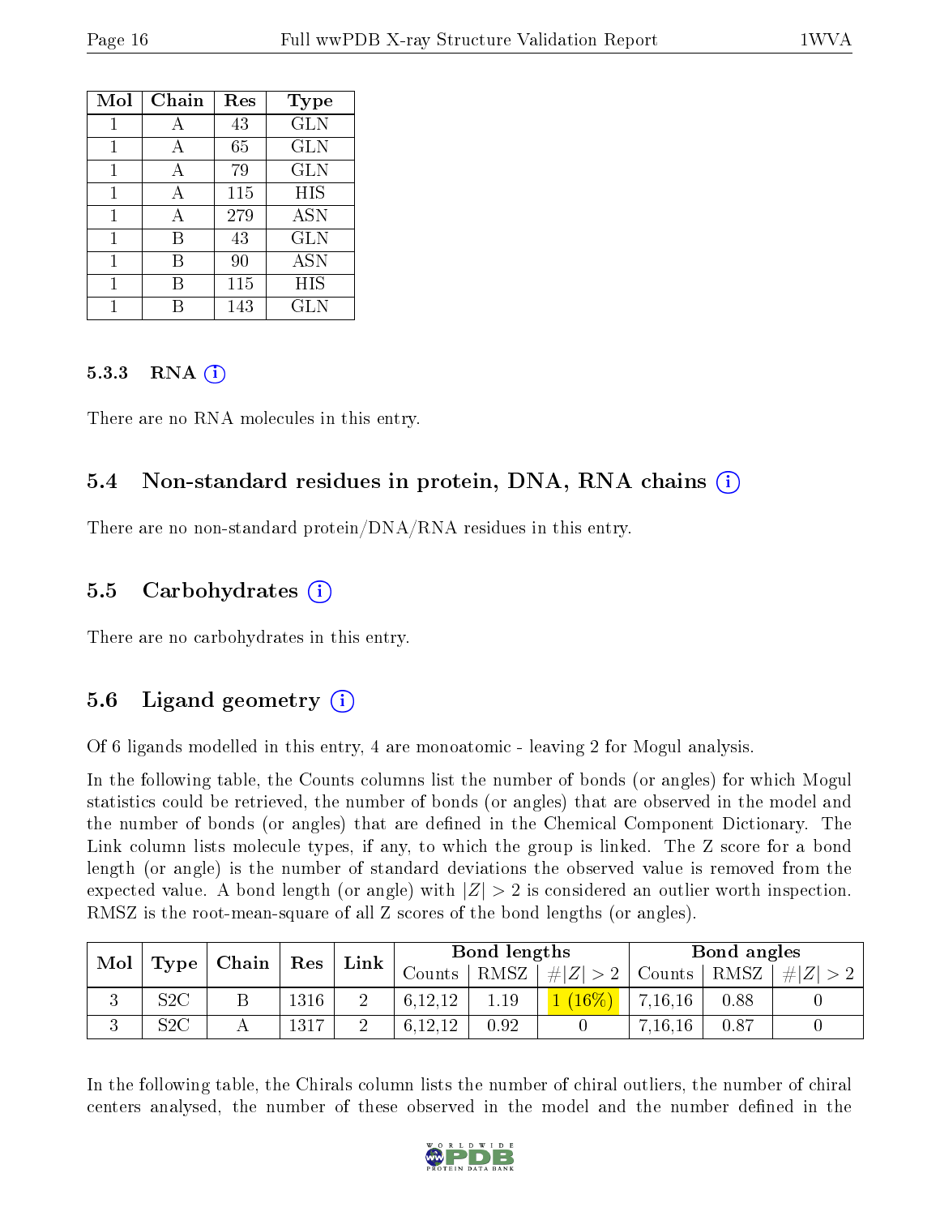| Mol | Chain | Res | Type |
|---|---|---|---|
| 1 | A | 43 | GLN |
| 1 | A | 65 | GLN |
| 1 | A | 79 | GLN |
| 1 | A | 115 | HIS |
| 1 | A | 279 | ASN |
| 1 | B | 43 | GLN |
| 1 | B | 90 | ASN |
| 1 | B | 115 | HIS |
| 1 | B | 143 | GLN |

#### 5.3.3 RNA (i)

There are no RNA molecules in this entry.

### 5.4 Non-standard residues in protein, DNA, RNA chains (i)

There are no non-standard protein/DNA/RNA residues in this entry.

### 5.5 Carbohydrates (i)

There are no carbohydrates in this entry.

### 5.6 Ligand geometry (i)

Of 6 ligands modelled in this entry, 4 are monoatomic - leaving 2 for Mogul analysis.

In the following table, the Counts columns list the number of bonds (or angles) for which Mogul statistics could be retrieved, the number of bonds (or angles) that are observed in the model and the number of bonds (or angles) that are defined in the Chemical Component Dictionary. The Link column lists molecule types, if any, to which the group is linked. The Z score for a bond length (or angle) is the number of standard deviations the observed value is removed from the expected value. A bond length (or angle) with $|Z| > 2$ is considered an outlier worth inspection. RMSZ is the root-mean-square of all Z scores of the bond lengths (or angles).

| Mol | Type | Chain | Res | Link | Bond lengths | | | Bond angles | | |
|---|---|---|---|---|---|---|---|---|---|---|
| | | | | | Counts | RMSZ | $\#\|Z\| > 2$ | Counts | RMSZ | $\#\|Z\| > 2$ |
| 3 | S2C | B | 1316 | 2 | 6,12,12 | 1.19 | 1 (16%) | 7,16,16 | 0.88 | 0 |
| 3 | S2C | A | 1317 | 2 | 6,12,12 | 0.92 | 0 | 7,16,16 | 0.87 | 0 |

In the following table, the Chirals column lists the number of chiral outliers, the number of chiral centers analysed, the number of these observed in the model and the number defined in the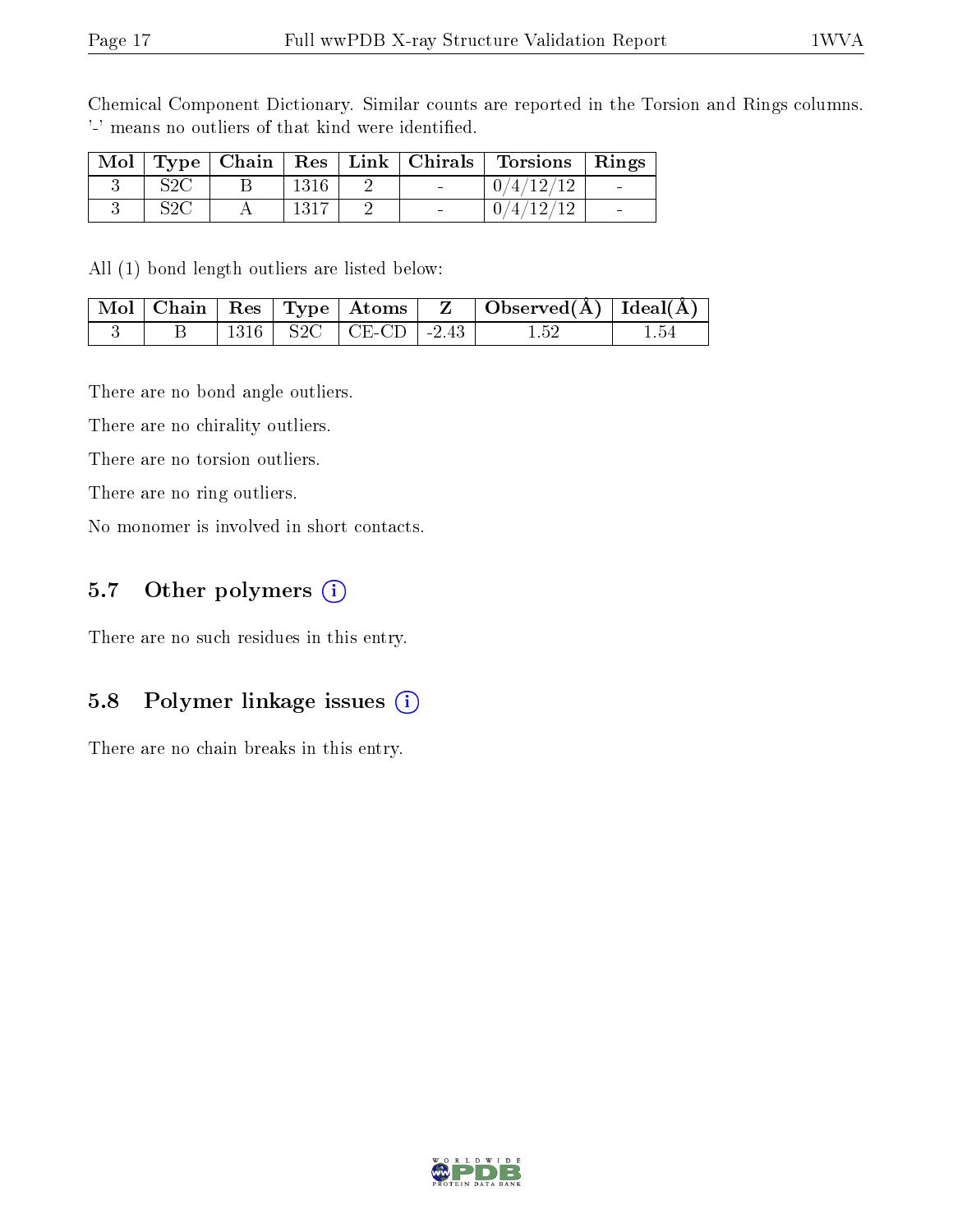Chemical Component Dictionary. Similar counts are reported in the Torsion and Rings columns. '-' means no outliers of that kind were identified.

| Mol | Type | Chain | Res | Link | Chirals | Torsions | Rings |
|---|---|---|---|---|---|---|---|
| 3 | S2C | B | 1316 | 2 | - | 0/4/12/12 | - |
| 3 | S2C | A | 1317 | 2 | - | 0/4/12/12 | - |

All (1) bond length outliers are listed below:

| Mol | Chain | Res | Type | Atoms | Z | Observed(Å) | Ideal(Å) |
|---|---|---|---|---|---|---|---|
| 3 | B | 1316 | S2C | CE-CD | -2.43 | 1.52 | 1.54 |

There are no bond angle outliers.

There are no chirality outliers.

There are no torsion outliers.

There are no ring outliers.

No monomer is involved in short contacts.

### 5.7 Other polymers

There are no such residues in this entry.

### 5.8 Polymer linkage issues

There are no chain breaks in this entry.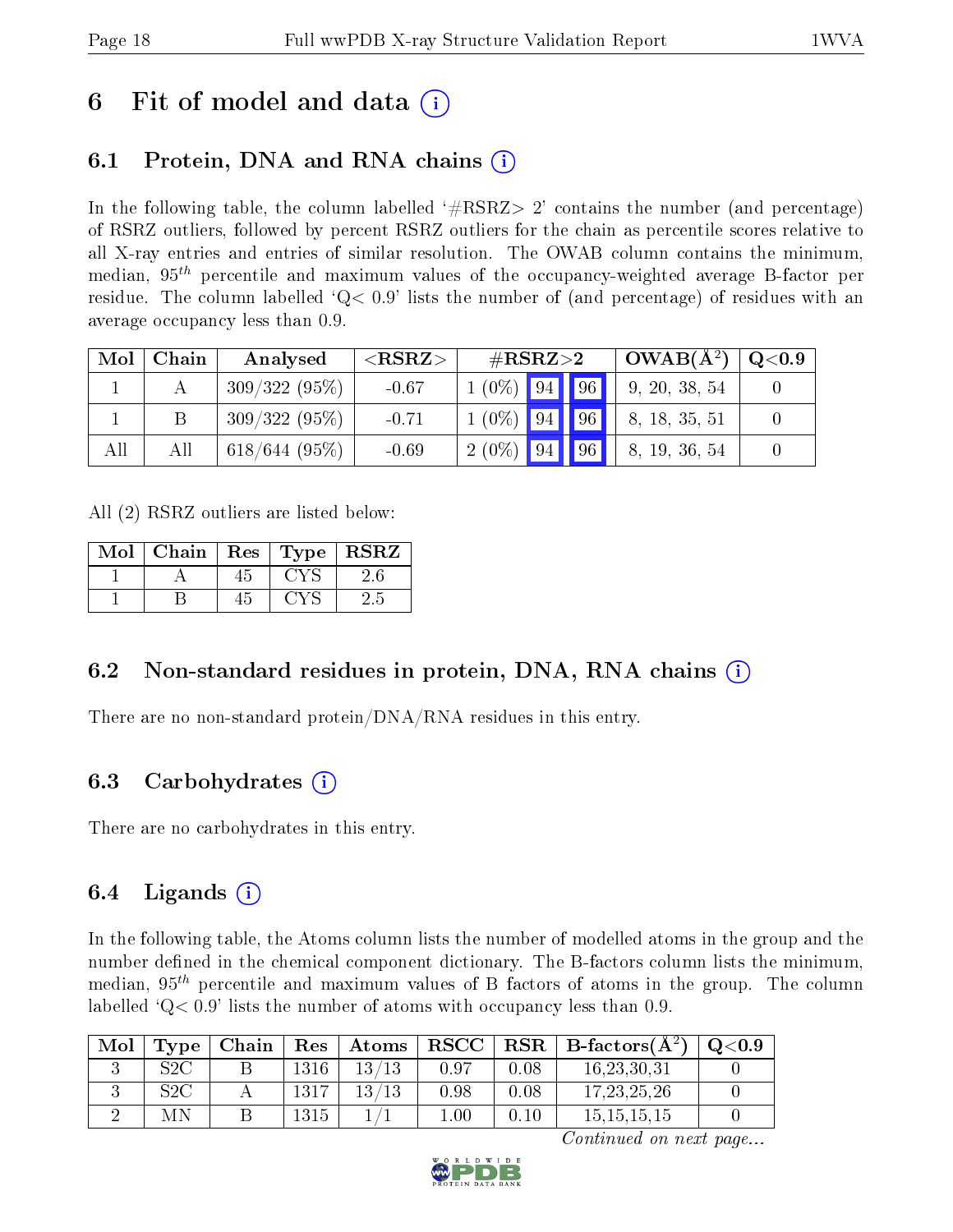# 6 Fit of model and data (i)

## 6.1 Protein, DNA and RNA chains (i)

In the following table, the column labelled '#RSRZ> 2' contains the number (and percentage) of RSRZ outliers, followed by percent RSRZ outliers for the chain as percentile scores relative to all X-ray entries and entries of similar resolution. The OWAB column contains the minimum, median, $95^{th}$ percentile and maximum values of the occupancy-weighted average B-factor per residue. The column labelled 'Q< 0.9' lists the number of (and percentage) of residues with an average occupancy less than 0.9.

| Mol | Chain | Analysed | <RSRZ> | #RSRZ>2 | | | OWAB(Å$^2$) | Q<0.9 |
|---|---|---|---|---|---|---|---|---|
| 1 | A | 309/322 (95%) | -0.67 | 1 (0%) | 94 | 96 | 9, 20, 38, 54 | 0 |
| 1 | B | 309/322 (95%) | -0.71 | 1 (0%) | 94 | 96 | 8, 18, 35, 51 | 0 |
| All | All | 618/644 (95%) | -0.69 | 2 (0%) | 94 | 96 | 8, 19, 36, 54 | 0 |

All (2) RSRZ outliers are listed below:

| Mol | Chain | Res | Type | RSRZ |
|---|---|---|---|---|
| 1 | A | 45 | CYS | 2.6 |
| 1 | B | 45 | CYS | 2.5 |

## 6.2 Non-standard residues in protein, DNA, RNA chains (i)

There are no non-standard protein/DNA/RNA residues in this entry.

## 6.3 Carbohydrates (i)

There are no carbohydrates in this entry.

## 6.4 Ligands (i)

In the following table, the Atoms column lists the number of modelled atoms in the group and the number defined in the chemical component dictionary. The B-factors column lists the minimum, median, $95^{th}$ percentile and maximum values of B factors of atoms in the group. The column labelled 'Q< 0.9' lists the number of atoms with occupancy less than 0.9.

| Mol | Type | Chain | Res | Atoms | RSCC | RSR | B-factors(Å$^2$) | Q<0.9 |
|---|---|---|---|---|---|---|---|---|
| 3 | S2C | B | 1316 | 13/13 | 0.97 | 0.08 | 16,23,30,31 | 0 |
| 3 | S2C | A | 1317 | 13/13 | 0.98 | 0.08 | 17,23,25,26 | 0 |
| 2 | MN | B | 1315 | 1/1 | 1.00 | 0.10 | 15,15,15,15 | 0 |

*Continued on next page...*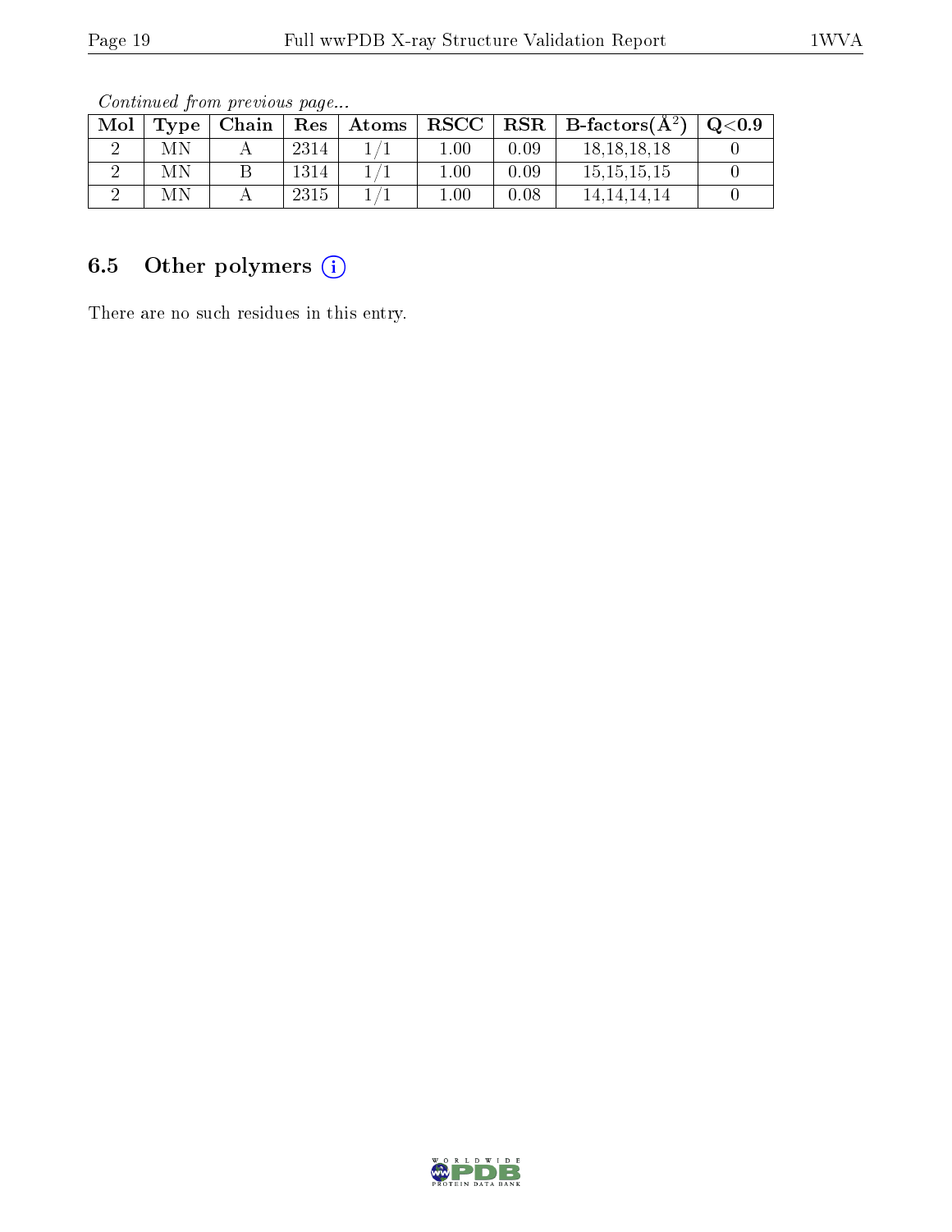*Continued from previous page...*

| Mol | Type | Chain | Res | Atoms | RSCC | RSR | B-factors(Å$^2$) | Q<0.9 |
|---|---|---|---|---|---|---|---|---|
| 2 | MN | A | 2314 | 1/1 | 1.00 | 0.09 | 18,18,18,18 | 0 |
| 2 | MN | B | 1314 | 1/1 | 1.00 | 0.09 | 15,15,15,15 | 0 |
| 2 | MN | A | 2315 | 1/1 | 1.00 | 0.08 | 14,14,14,14 | 0 |

### 6.5 Other polymers (i)

There are no such residues in this entry.